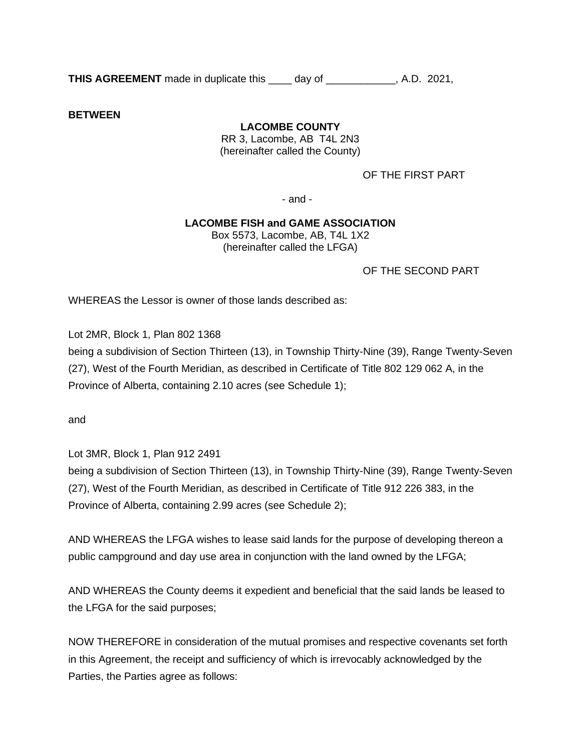**THIS AGREEMENT** made in duplicate this ____ day of ____________, A.D. 2021,

**BETWEEN**

**LACOMBE COUNTY**
RR 3, Lacombe, AB T4L 2N3
(hereinafter called the County)

OF THE FIRST PART

- and -

**LACOMBE FISH and GAME ASSOCIATION**
Box 5573, Lacombe, AB, T4L 1X2
(hereinafter called the LFGA)

OF THE SECOND PART

WHEREAS the Lessor is owner of those lands described as:

Lot 2MR, Block 1, Plan 802 1368
being a subdivision of Section Thirteen (13), in Township Thirty-Nine (39), Range Twenty-Seven (27), West of the Fourth Meridian, as described in Certificate of Title 802 129 062 A, in the Province of Alberta, containing 2.10 acres (see Schedule 1);

and

Lot 3MR, Block 1, Plan 912 2491
being a subdivision of Section Thirteen (13), in Township Thirty-Nine (39), Range Twenty-Seven (27), West of the Fourth Meridian, as described in Certificate of Title 912 226 383, in the Province of Alberta, containing 2.99 acres (see Schedule 2);

AND WHEREAS the LFGA wishes to lease said lands for the purpose of developing thereon a public campground and day use area in conjunction with the land owned by the LFGA;

AND WHEREAS the County deems it expedient and beneficial that the said lands be leased to the LFGA for the said purposes;

NOW THEREFORE in consideration of the mutual promises and respective covenants set forth in this Agreement, the receipt and sufficiency of which is irrevocably acknowledged by the Parties, the Parties agree as follows: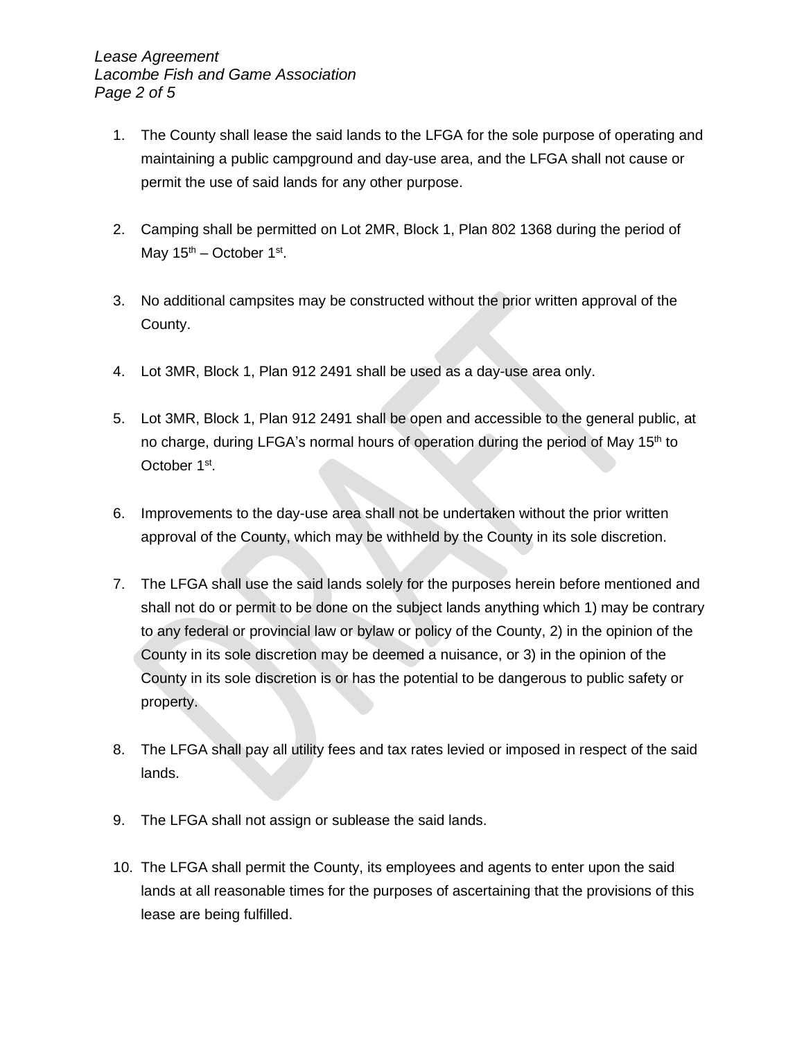1. The County shall lease the said lands to the LFGA for the sole purpose of operating and maintaining a public campground and day-use area, and the LFGA shall not cause or permit the use of said lands for any other purpose.

2. Camping shall be permitted on Lot 2MR, Block 1, Plan 802 1368 during the period of May 15th – October 1st.

3. No additional campsites may be constructed without the prior written approval of the County.

4. Lot 3MR, Block 1, Plan 912 2491 shall be used as a day-use area only.

5. Lot 3MR, Block 1, Plan 912 2491 shall be open and accessible to the general public, at no charge, during LFGA's normal hours of operation during the period of May 15th to October 1st.

6. Improvements to the day-use area shall not be undertaken without the prior written approval of the County, which may be withheld by the County in its sole discretion.

7. The LFGA shall use the said lands solely for the purposes herein before mentioned and shall not do or permit to be done on the subject lands anything which 1) may be contrary to any federal or provincial law or bylaw or policy of the County, 2) in the opinion of the County in its sole discretion may be deemed a nuisance, or 3) in the opinion of the County in its sole discretion is or has the potential to be dangerous to public safety or property.

8. The LFGA shall pay all utility fees and tax rates levied or imposed in respect of the said lands.

9. The LFGA shall not assign or sublease the said lands.

10. The LFGA shall permit the County, its employees and agents to enter upon the said lands at all reasonable times for the purposes of ascertaining that the provisions of this lease are being fulfilled.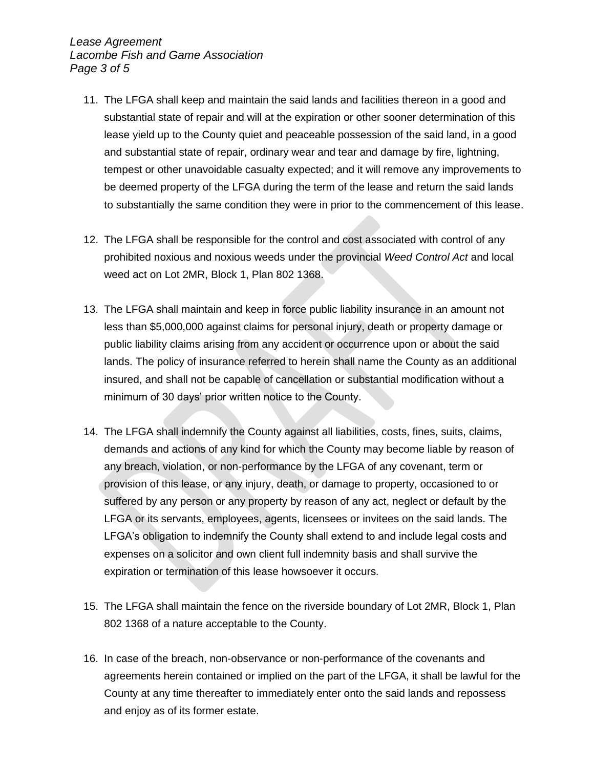11. The LFGA shall keep and maintain the said lands and facilities thereon in a good and substantial state of repair and will at the expiration or other sooner determination of this lease yield up to the County quiet and peaceable possession of the said land, in a good and substantial state of repair, ordinary wear and tear and damage by fire, lightning, tempest or other unavoidable casualty expected; and it will remove any improvements to be deemed property of the LFGA during the term of the lease and return the said lands to substantially the same condition they were in prior to the commencement of this lease.

12. The LFGA shall be responsible for the control and cost associated with control of any prohibited noxious and noxious weeds under the provincial *Weed Control Act* and local weed act on Lot 2MR, Block 1, Plan 802 1368.

13. The LFGA shall maintain and keep in force public liability insurance in an amount not less than $5,000,000 against claims for personal injury, death or property damage or public liability claims arising from any accident or occurrence upon or about the said lands. The policy of insurance referred to herein shall name the County as an additional insured, and shall not be capable of cancellation or substantial modification without a minimum of 30 days' prior written notice to the County.

14. The LFGA shall indemnify the County against all liabilities, costs, fines, suits, claims, demands and actions of any kind for which the County may become liable by reason of any breach, violation, or non-performance by the LFGA of any covenant, term or provision of this lease, or any injury, death, or damage to property, occasioned to or suffered by any person or any property by reason of any act, neglect or default by the LFGA or its servants, employees, agents, licensees or invitees on the said lands. The LFGA's obligation to indemnify the County shall extend to and include legal costs and expenses on a solicitor and own client full indemnity basis and shall survive the expiration or termination of this lease howsoever it occurs.

15. The LFGA shall maintain the fence on the riverside boundary of Lot 2MR, Block 1, Plan 802 1368 of a nature acceptable to the County.

16. In case of the breach, non-observance or non-performance of the covenants and agreements herein contained or implied on the part of the LFGA, it shall be lawful for the County at any time thereafter to immediately enter onto the said lands and repossess and enjoy as of its former estate.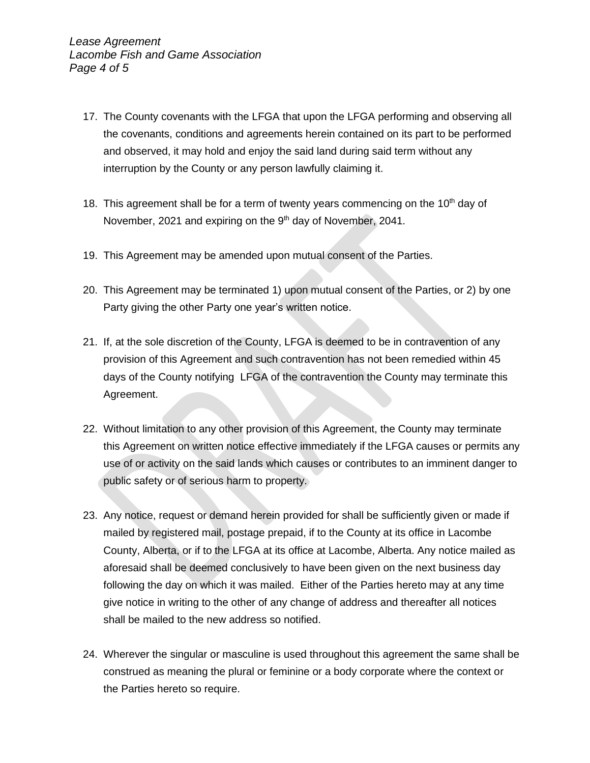17. The County covenants with the LFGA that upon the LFGA performing and observing all the covenants, conditions and agreements herein contained on its part to be performed and observed, it may hold and enjoy the said land during said term without any interruption by the County or any person lawfully claiming it.

18. This agreement shall be for a term of twenty years commencing on the 10th day of November, 2021 and expiring on the 9th day of November, 2041.

19. This Agreement may be amended upon mutual consent of the Parties.

20. This Agreement may be terminated 1) upon mutual consent of the Parties, or 2) by one Party giving the other Party one year's written notice.

21. If, at the sole discretion of the County, LFGA is deemed to be in contravention of any provision of this Agreement and such contravention has not been remedied within 45 days of the County notifying LFGA of the contravention the County may terminate this Agreement.

22. Without limitation to any other provision of this Agreement, the County may terminate this Agreement on written notice effective immediately if the LFGA causes or permits any use of or activity on the said lands which causes or contributes to an imminent danger to public safety or of serious harm to property.

23. Any notice, request or demand herein provided for shall be sufficiently given or made if mailed by registered mail, postage prepaid, if to the County at its office in Lacombe County, Alberta, or if to the LFGA at its office at Lacombe, Alberta. Any notice mailed as aforesaid shall be deemed conclusively to have been given on the next business day following the day on which it was mailed. Either of the Parties hereto may at any time give notice in writing to the other of any change of address and thereafter all notices shall be mailed to the new address so notified.

24. Wherever the singular or masculine is used throughout this agreement the same shall be construed as meaning the plural or feminine or a body corporate where the context or the Parties hereto so require.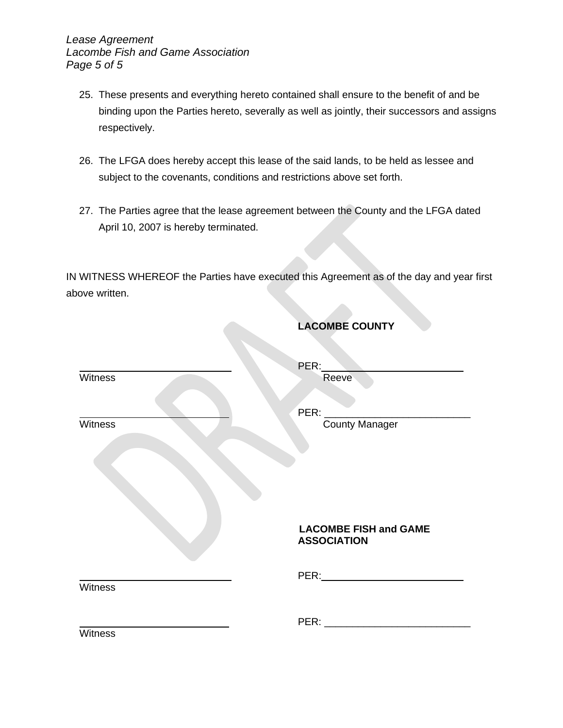25. These presents and everything hereto contained shall ensure to the benefit of and be binding upon the Parties hereto, severally as well as jointly, their successors and assigns respectively.

26. The LFGA does hereby accept this lease of the said lands, to be held as lessee and subject to the covenants, conditions and restrictions above set forth.

27. The Parties agree that the lease agreement between the County and the LFGA dated April 10, 2007 is hereby terminated.

IN WITNESS WHEREOF the Parties have executed this Agreement as of the day and year first above written.

**LACOMBE COUNTY**

| | |
|---|---|
| ___________________________ | PER: ___________________________ |
| Witness | Reeve |
| ___________________________ | PER: ___________________________ |
| Witness | County Manager |

**LACOMBE FISH and GAME ASSOCIATION**

| | |
|---|---|
| ___________________________ | PER: ___________________________ |
| Witness | |
| ___________________________ | PER: ___________________________ |
| Witness | |

DRAFT